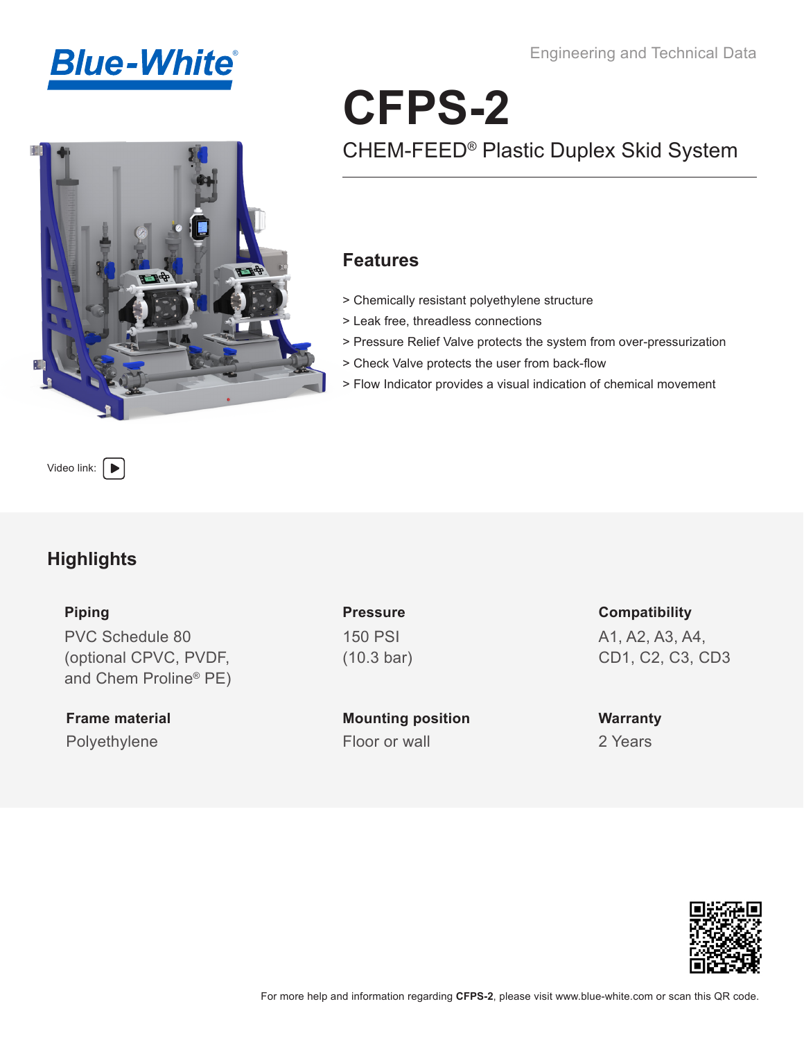Blue-White®

Engineering and Technical Data

# CFPS-2

## CHEM-FEED® Plastic Duplex Skid System

### Features

> Chemically resistant polyethylene structure

> Leak free, threadless connections

> Pressure Relief Valve protects the system from over-pressurization

> Check Valve protects the user from back-flow

> Flow Indicator provides a visual indication of chemical movement

Video link:

## Highlights

**Piping**

PVC Schedule 80 (optional CPVC, PVDF, and Chem Proline® PE)

**Pressure**

150 PSI (10.3 bar)

**Compatibility**

A1, A2, A3, A4, CD1, C2, C3, CD3

**Frame material**

Polyethylene

**Mounting position**

Floor or wall

**Warranty**

2 Years

For more help and information regarding **CFPS-2**, please visit www.blue-white.com or scan this QR code.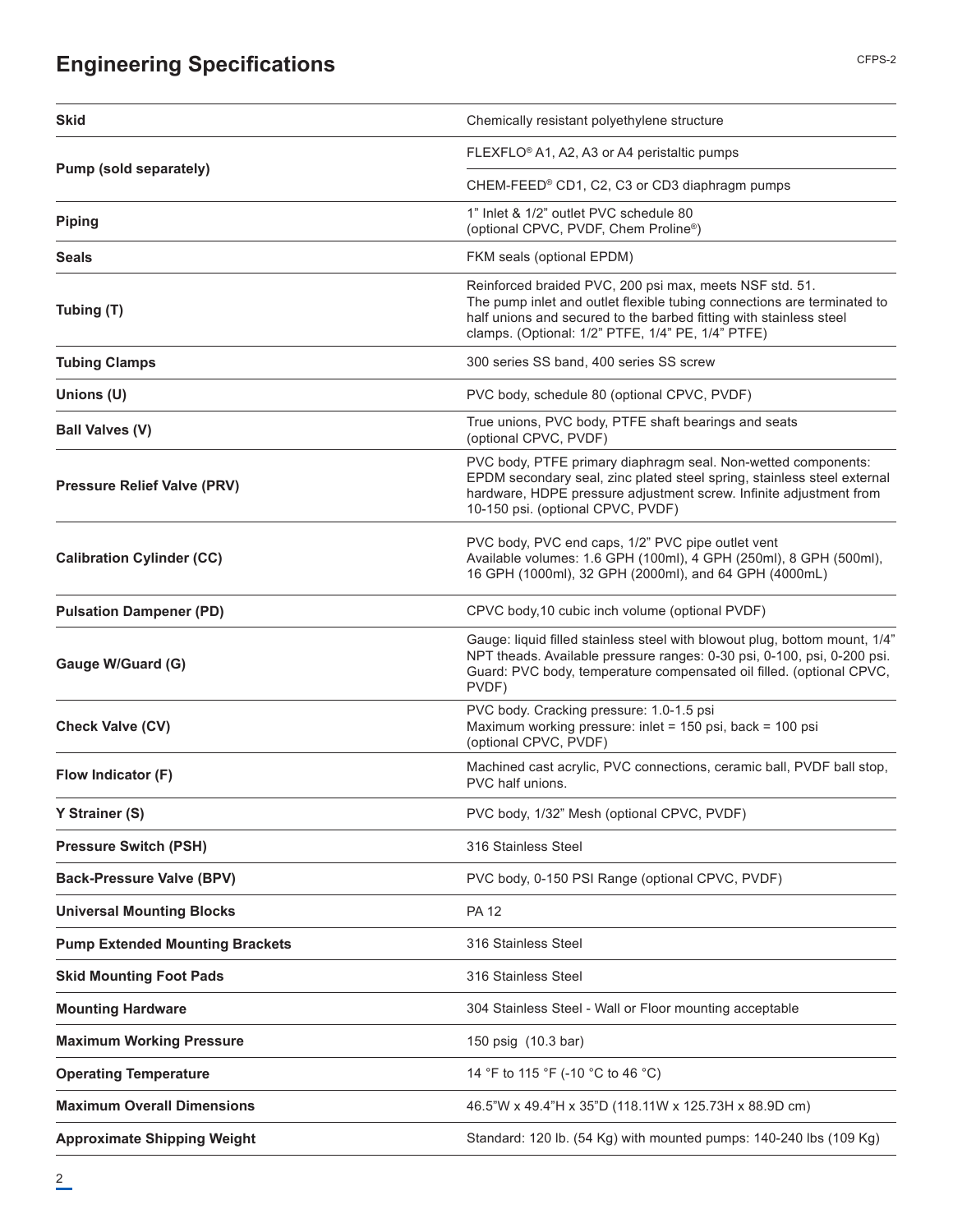# Engineering Specifications

| | |
|---|---|
| **Skid** | Chemically resistant polyethylene structure |
| **Pump (sold separately)** | FLEXFLO® A1, A2, A3 or A4 peristaltic pumps<br>CHEM-FEED® CD1, C2, C3 or CD3 diaphragm pumps |
| **Piping** | 1" Inlet & 1/2" outlet PVC schedule 80 (optional CPVC, PVDF, Chem Proline®) |
| **Seals** | FKM seals (optional EPDM) |
| **Tubing (T)** | Reinforced braided PVC, 200 psi max, meets NSF std. 51. The pump inlet and outlet flexible tubing connections are terminated to half unions and secured to the barbed fitting with stainless steel clamps. (Optional: 1/2" PTFE, 1/4" PE, 1/4" PTFE) |
| **Tubing Clamps** | 300 series SS band, 400 series SS screw |
| **Unions (U)** | PVC body, schedule 80 (optional CPVC, PVDF) |
| **Ball Valves (V)** | True unions, PVC body, PTFE shaft bearings and seats (optional CPVC, PVDF) |
| **Pressure Relief Valve (PRV)** | PVC body, PTFE primary diaphragm seal. Non-wetted components: EPDM secondary seal, zinc plated steel spring, stainless steel external hardware, HDPE pressure adjustment screw. Infinite adjustment from 10-150 psi. (optional CPVC, PVDF) |
| **Calibration Cylinder (CC)** | PVC body, PVC end caps, 1/2" PVC pipe outlet vent<br>Available volumes: 1.6 GPH (100ml), 4 GPH (250ml), 8 GPH (500ml), 16 GPH (1000ml), 32 GPH (2000ml), and 64 GPH (4000mL) |
| **Pulsation Dampener (PD)** | CPVC body,10 cubic inch volume (optional PVDF) |
| **Gauge W/Guard (G)** | Gauge: liquid filled stainless steel with blowout plug, bottom mount, 1/4" NPT theads. Available pressure ranges: 0-30 psi, 0-100, psi, 0-200 psi. Guard: PVC body, temperature compensated oil filled. (optional CPVC, PVDF) |
| **Check Valve (CV)** | PVC body. Cracking pressure: 1.0-1.5 psi<br>Maximum working pressure: inlet = 150 psi, back = 100 psi<br>(optional CPVC, PVDF) |
| **Flow Indicator (F)** | Machined cast acrylic, PVC connections, ceramic ball, PVDF ball stop, PVC half unions. |
| **Y Strainer (S)** | PVC body, 1/32" Mesh (optional CPVC, PVDF) |
| **Pressure Switch (PSH)** | 316 Stainless Steel |
| **Back-Pressure Valve (BPV)** | PVC body, 0-150 PSI Range (optional CPVC, PVDF) |
| **Universal Mounting Blocks** | PA 12 |
| **Pump Extended Mounting Brackets** | 316 Stainless Steel |
| **Skid Mounting Foot Pads** | 316 Stainless Steel |
| **Mounting Hardware** | 304 Stainless Steel - Wall or Floor mounting acceptable |
| **Maximum Working Pressure** | 150 psig (10.3 bar) |
| **Operating Temperature** | 14 °F to 115 °F (-10 °C to 46 °C) |
| **Maximum Overall Dimensions** | 46.5"W x 49.4"H x 35"D (118.11W x 125.73H x 88.9D cm) |
| **Approximate Shipping Weight** | Standard: 120 lb. (54 Kg) with mounted pumps: 140-240 lbs (109 Kg) |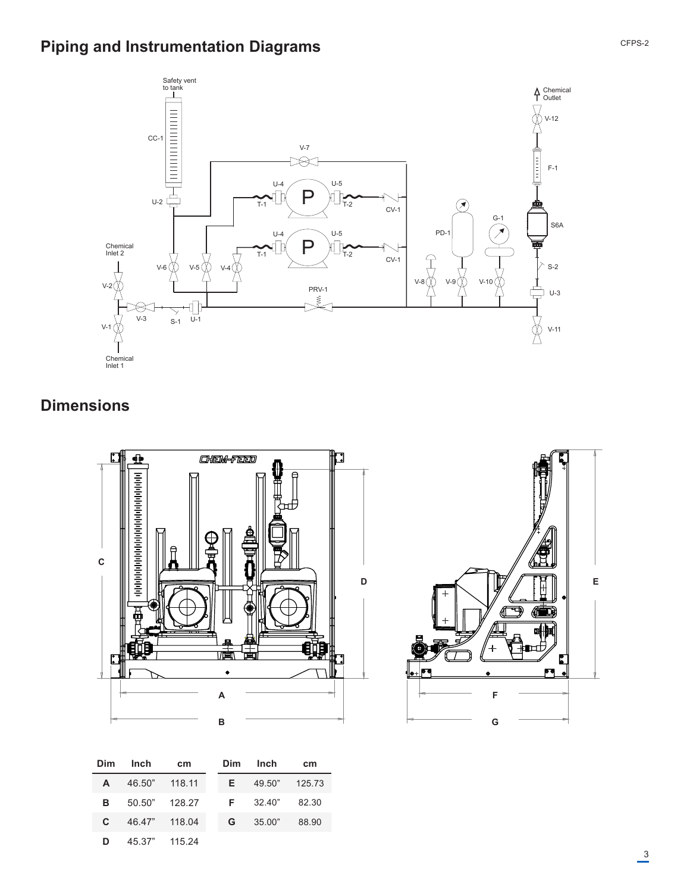## Piping and Instrumentation Diagrams

## Dimensions

| Dim | Inch | cm | Dim | Inch | cm |
|---|---|---|---|---|---|
| A | 46.50" | 118.11 | E | 49.50" | 125.73 |
| B | 50.50" | 128.27 | F | 32.40" | 82.30 |
| C | 46.47" | 118.04 | G | 35.00" | 88.90 |
| D | 45.37" | 115.24 | | | |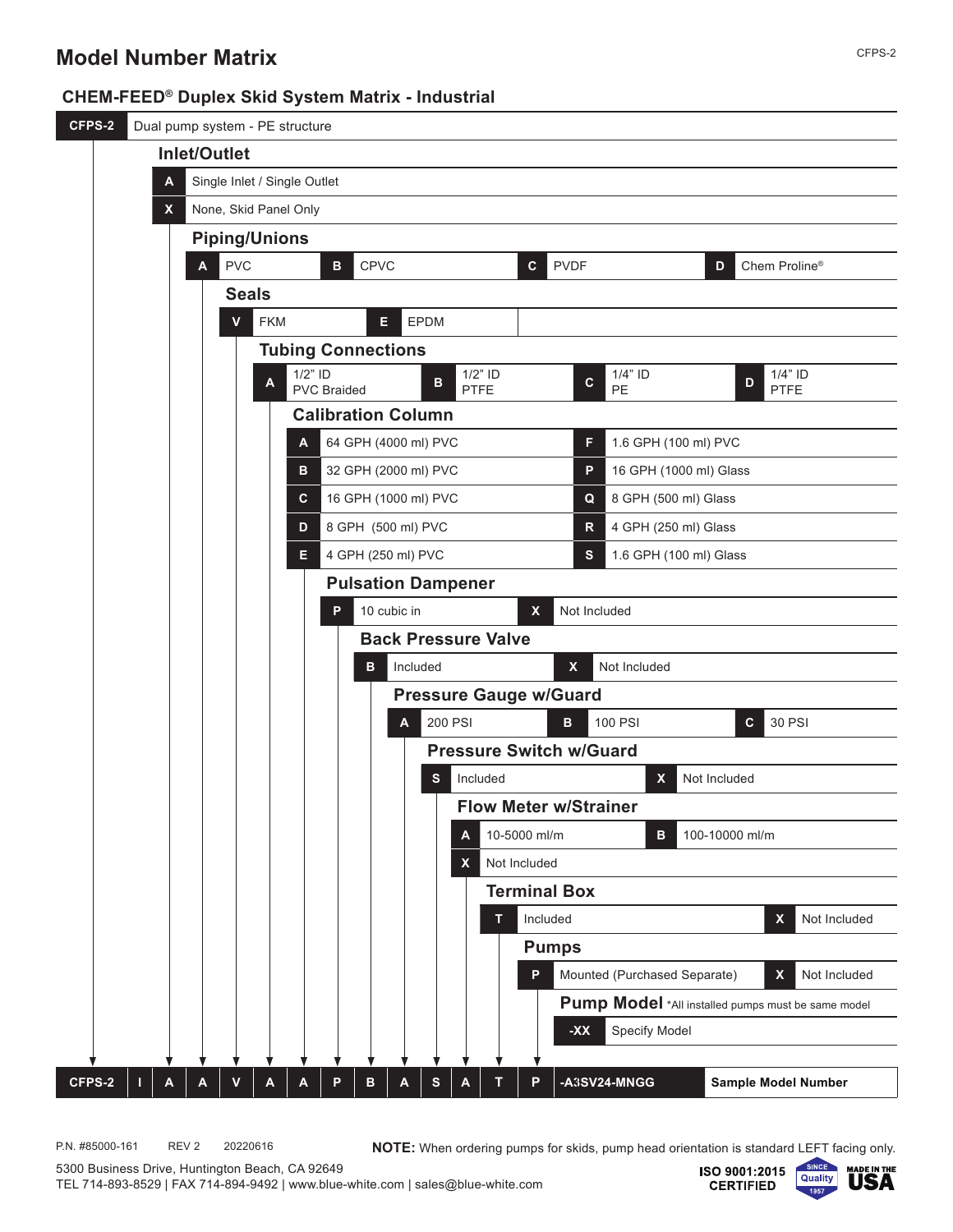# Model Number Matrix

## CHEM-FEED® Duplex Skid System Matrix - Industrial

**CFPS-2** Dual pump system - PE structure

### Inlet/Outlet

| Code | Description |
|---|---|
| A | Single Inlet / Single Outlet |
| X | None, Skid Panel Only |

### Piping/Unions

| Code | Description | Code | Description | Code | Description | Code | Description |
|---|---|---|---|---|---|---|---|
| A | PVC | B | CPVC | C | PVDF | D | Chem Proline® |

### Seals

| Code | Description | Code | Description |
|---|---|---|---|
| V | FKM | E | EPDM |

### Tubing Connections

| Code | Description | Code | Description | Code | Description | Code | Description |
|---|---|---|---|---|---|---|---|
| A | 1/2" ID PVC Braided | B | 1/2" ID PTFE | C | 1/4" ID PE | D | 1/4" ID PTFE |

### Calibration Column

| Code | Description | Code | Description |
|---|---|---|---|
| A | 64 GPH (4000 ml) PVC | F | 1.6 GPH (100 ml) PVC |
| B | 32 GPH (2000 ml) PVC | P | 16 GPH (1000 ml) Glass |
| C | 16 GPH (1000 ml) PVC | Q | 8 GPH (500 ml) Glass |
| D | 8 GPH (500 ml) PVC | R | 4 GPH (250 ml) Glass |
| E | 4 GPH (250 ml) PVC | S | 1.6 GPH (100 ml) Glass |

### Pulsation Dampener

| Code | Description | Code | Description |
|---|---|---|---|
| P | 10 cubic in | X | Not Included |

### Back Pressure Valve

| Code | Description | Code | Description |
|---|---|---|---|
| B | Included | X | Not Included |

### Pressure Gauge w/Guard

| Code | Description | Code | Description | Code | Description |
|---|---|---|---|---|---|
| A | 200 PSI | B | 100 PSI | C | 30 PSI |

### Pressure Switch w/Guard

| Code | Description | Code | Description |
|---|---|---|---|
| S | Included | X | Not Included |

### Flow Meter w/Strainer

| Code | Description | Code | Description |
|---|---|---|---|
| A | 10-5000 ml/m | B | 100-10000 ml/m |
| X | Not Included | | |

### Terminal Box

| Code | Description | Code | Description |
|---|---|---|---|
| T | Included | X | Not Included |

### Pumps

| Code | Description | Code | Description |
|---|---|---|---|
| P | Mounted (Purchased Separate) | X | Not Included |

### Pump Model *All installed pumps must be same model

| Code | Description |
|---|---|
| -XX | Specify Model |

| | | | | | | | | | | | | | | |
|---|---|---|---|---|---|---|---|---|---|---|---|---|---|---|
| CFPS-2 | I | A | A | V | A | A | P | B | A | S | A | T | P | -A3SV24-MNGG |

**Sample Model Number**

P.N. #85000-161 REV 2 20220616

**NOTE:** When ordering pumps for skids, pump head orientation is standard LEFT facing only.

5300 Business Drive, Huntington Beach, CA 92649
TEL 714-893-8529 | FAX 714-894-9492 | www.blue-white.com | sales@blue-white.com

ISO 9001:2015 CERTIFIED